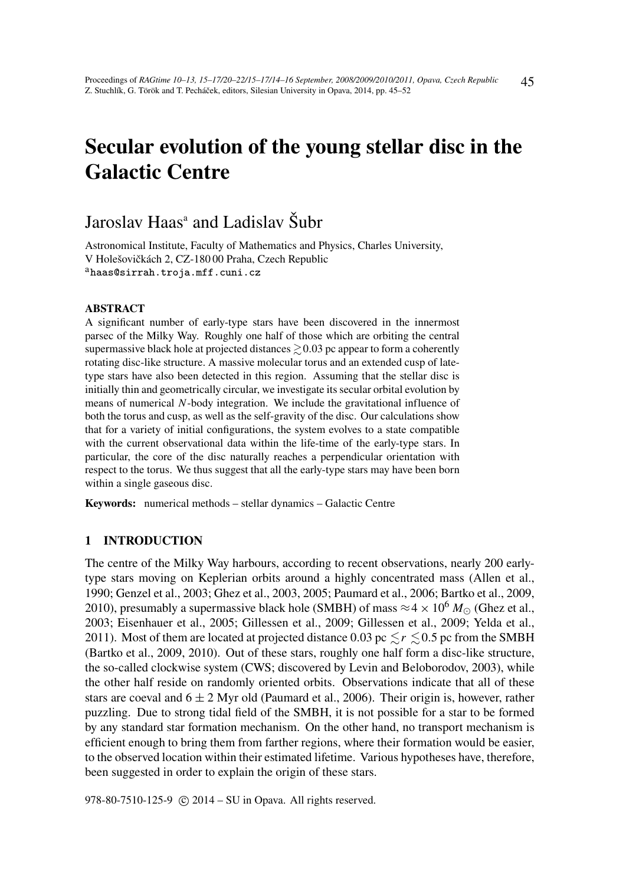# Secular evolution of the young stellar disc in the Galactic Centre

Jaroslav Haas[a] and Ladislav Šubr

Astronomical Institute, Faculty of Mathematics and Physics, Charles University, V Holešovičkách 2, CZ-180 00 Praha, Czech Republic
[a]haas@sirrah.troja.mff.cuni.cz

#### ABSTRACT

A significant number of early-type stars have been discovered in the innermost parsec of the Milky Way. Roughly one half of those which are orbiting the central supermassive black hole at projected distances $\gtrsim 0.03$ pc appear to form a coherently rotating disc-like structure. A massive molecular torus and an extended cusp of late-type stars have also been detected in this region. Assuming that the stellar disc is initially thin and geometrically circular, we investigate its secular orbital evolution by means of numerical $N$-body integration. We include the gravitational influence of both the torus and cusp, as well as the self-gravity of the disc. Our calculations show that for a variety of initial configurations, the system evolves to a state compatible with the current observational data within the life-time of the early-type stars. In particular, the core of the disc naturally reaches a perpendicular orientation with respect to the torus. We thus suggest that all the early-type stars may have been born within a single gaseous disc.

**Keywords:** numerical methods – stellar dynamics – Galactic Centre

## 1 INTRODUCTION

The centre of the Milky Way harbours, according to recent observations, nearly 200 early-type stars moving on Keplerian orbits around a highly concentrated mass (Allen et al., 1990; Genzel et al., 2003; Ghez et al., 2003, 2005; Paumard et al., 2006; Bartko et al., 2009, 2010), presumably a supermassive black hole (SMBH) of mass $\approx 4 \times 10^6\, M_\odot$ (Ghez et al., 2003; Eisenhauer et al., 2005; Gillessen et al., 2009; Gillessen et al., 2009; Yelda et al., 2011). Most of them are located at projected distance $0.03 \text{ pc} \lesssim r \lesssim 0.5$ pc from the SMBH (Bartko et al., 2009, 2010). Out of these stars, roughly one half form a disc-like structure, the so-called clockwise system (CWS; discovered by Levin and Beloborodov, 2003), while the other half reside on randomly oriented orbits. Observations indicate that all of these stars are coeval and $6 \pm 2$ Myr old (Paumard et al., 2006). Their origin is, however, rather puzzling. Due to strong tidal field of the SMBH, it is not possible for a star to be formed by any standard star formation mechanism. On the other hand, no transport mechanism is efficient enough to bring them from farther regions, where their formation would be easier, to the observed location within their estimated lifetime. Various hypotheses have, therefore, been suggested in order to explain the origin of these stars.

978-80-7510-125-9 © 2014 – SU in Opava. All rights reserved.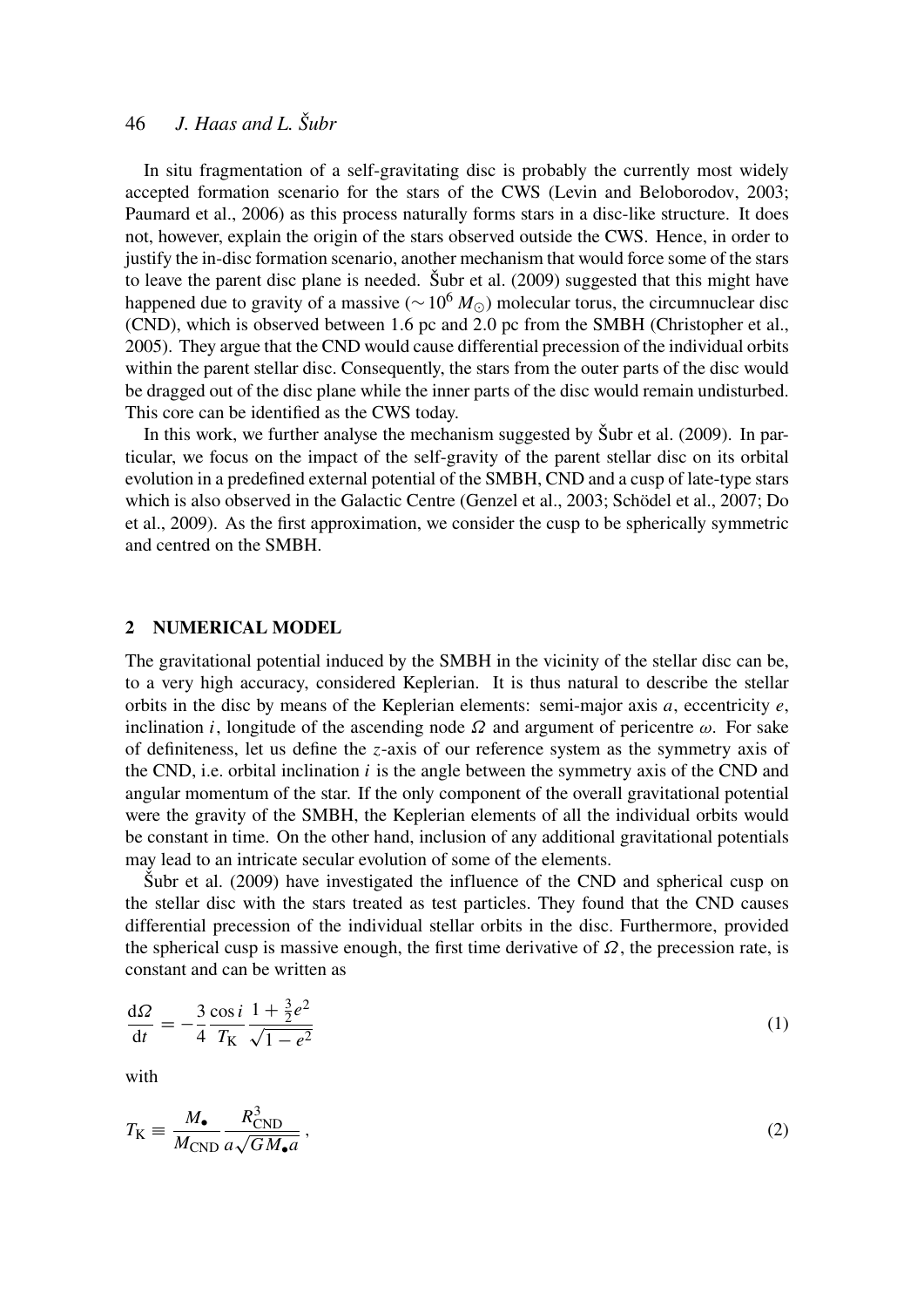In situ fragmentation of a self-gravitating disc is probably the currently most widely accepted formation scenario for the stars of the CWS (Levin and Beloborodov, 2003; Paumard et al., 2006) as this process naturally forms stars in a disc-like structure. It does not, however, explain the origin of the stars observed outside the CWS. Hence, in order to justify the in-disc formation scenario, another mechanism that would force some of the stars to leave the parent disc plane is needed. Šubr et al. (2009) suggested that this might have happened due to gravity of a massive ($\sim 10^6\,M_\odot$) molecular torus, the circumnuclear disc (CND), which is observed between 1.6 pc and 2.0 pc from the SMBH (Christopher et al., 2005). They argue that the CND would cause differential precession of the individual orbits within the parent stellar disc. Consequently, the stars from the outer parts of the disc would be dragged out of the disc plane while the inner parts of the disc would remain undisturbed. This core can be identified as the CWS today.

In this work, we further analyse the mechanism suggested by Šubr et al. (2009). In particular, we focus on the impact of the self-gravity of the parent stellar disc on its orbital evolution in a predefined external potential of the SMBH, CND and a cusp of late-type stars which is also observed in the Galactic Centre (Genzel et al., 2003; Schödel et al., 2007; Do et al., 2009). As the first approximation, we consider the cusp to be spherically symmetric and centred on the SMBH.

## 2 NUMERICAL MODEL

The gravitational potential induced by the SMBH in the vicinity of the stellar disc can be, to a very high accuracy, considered Keplerian. It is thus natural to describe the stellar orbits in the disc by means of the Keplerian elements: semi-major axis $a$, eccentricity $e$, inclination $i$, longitude of the ascending node $\Omega$ and argument of pericentre $\omega$. For sake of definiteness, let us define the $z$-axis of our reference system as the symmetry axis of the CND, i.e. orbital inclination $i$ is the angle between the symmetry axis of the CND and angular momentum of the star. If the only component of the overall gravitational potential were the gravity of the SMBH, the Keplerian elements of all the individual orbits would be constant in time. On the other hand, inclusion of any additional gravitational potentials may lead to an intricate secular evolution of some of the elements.

Šubr et al. (2009) have investigated the influence of the CND and spherical cusp on the stellar disc with the stars treated as test particles. They found that the CND causes differential precession of the individual stellar orbits in the disc. Furthermore, provided the spherical cusp is massive enough, the first time derivative of $\Omega$, the precession rate, is constant and can be written as

$$\frac{\mathrm{d}\Omega}{\mathrm{d}t} = -\frac{3}{4}\frac{\cos i}{T_{\mathrm{K}}}\frac{1+\frac{3}{2}e^2}{\sqrt{1-e^2}} \tag{1}$$

with

$$T_{\mathrm{K}} \equiv \frac{M_\bullet}{M_{\mathrm{CND}}}\frac{R_{\mathrm{CND}}^3}{a\sqrt{GM_\bullet a}}\,, \tag{2}$$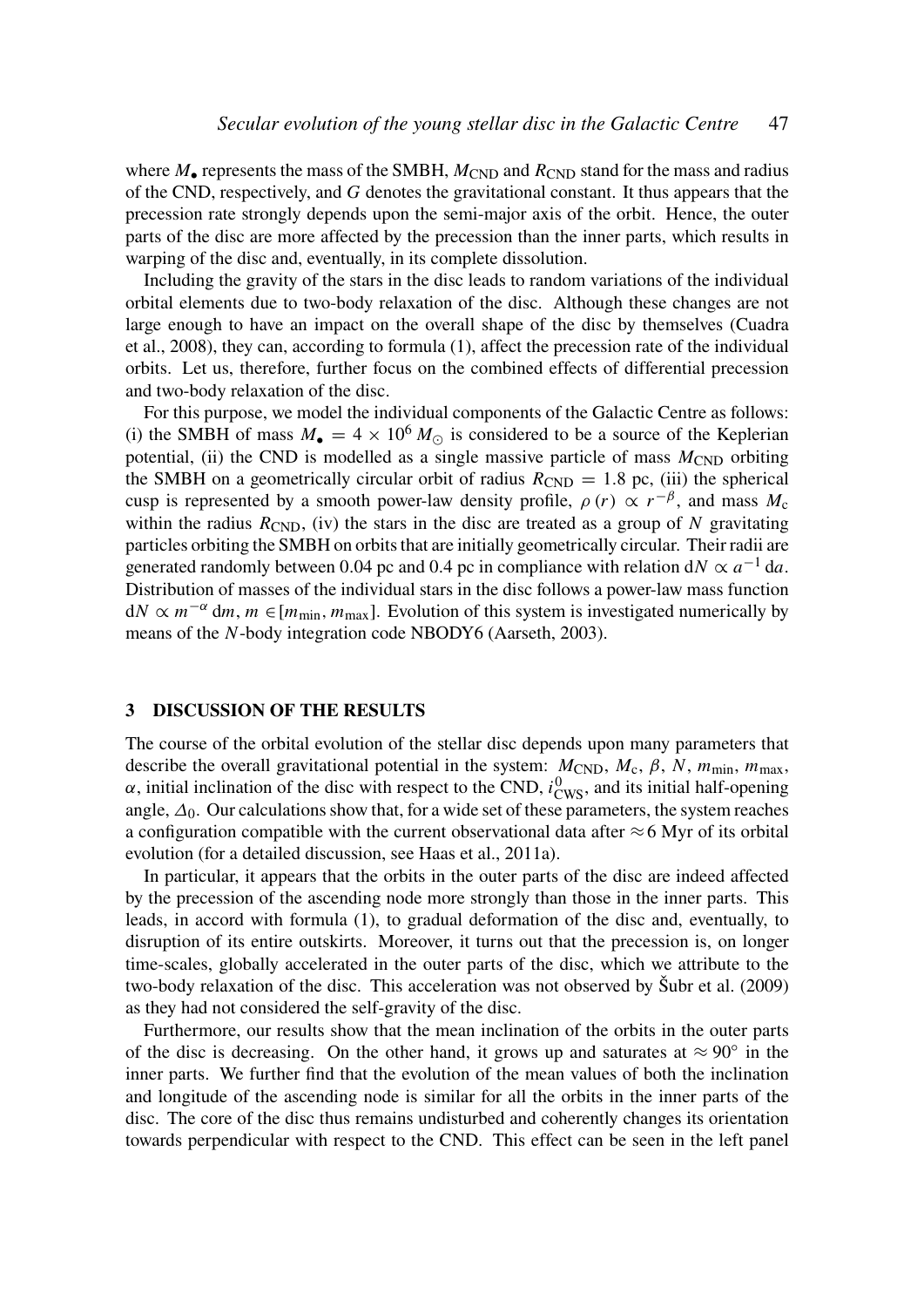where $M_\bullet$ represents the mass of the SMBH, $M_{\rm CND}$ and $R_{\rm CND}$ stand for the mass and radius of the CND, respectively, and $G$ denotes the gravitational constant. It thus appears that the precession rate strongly depends upon the semi-major axis of the orbit. Hence, the outer parts of the disc are more affected by the precession than the inner parts, which results in warping of the disc and, eventually, in its complete dissolution.

Including the gravity of the stars in the disc leads to random variations of the individual orbital elements due to two-body relaxation of the disc. Although these changes are not large enough to have an impact on the overall shape of the disc by themselves (Cuadra et al., 2008), they can, according to formula (1), affect the precession rate of the individual orbits. Let us, therefore, further focus on the combined effects of differential precession and two-body relaxation of the disc.

For this purpose, we model the individual components of the Galactic Centre as follows: (i) the SMBH of mass $M_\bullet = 4 \times 10^6\,M_\odot$ is considered to be a source of the Keplerian potential, (ii) the CND is modelled as a single massive particle of mass $M_{\rm CND}$ orbiting the SMBH on a geometrically circular orbit of radius $R_{\rm CND} = 1.8$ pc, (iii) the spherical cusp is represented by a smooth power-law density profile, $\rho\,(r) \propto r^{-\beta}$, and mass $M_{\rm c}$ within the radius $R_{\rm CND}$, (iv) the stars in the disc are treated as a group of $N$ gravitating particles orbiting the SMBH on orbits that are initially geometrically circular. Their radii are generated randomly between 0.04 pc and 0.4 pc in compliance with relation $\mathrm{d}N \propto a^{-1}\,\mathrm{d}a$. Distribution of masses of the individual stars in the disc follows a power-law mass function $\mathrm{d}N \propto m^{-\alpha}\,\mathrm{d}m$, $m \in [m_{\rm min}, m_{\rm max}]$. Evolution of this system is investigated numerically by means of the $N$-body integration code NBODY6 (Aarseth, 2003).

## 3 DISCUSSION OF THE RESULTS

The course of the orbital evolution of the stellar disc depends upon many parameters that describe the overall gravitational potential in the system: $M_{\rm CND}$, $M_{\rm c}$, $\beta$, $N$, $m_{\rm min}$, $m_{\rm max}$, $\alpha$, initial inclination of the disc with respect to the CND, $i^0_{\rm CWS}$, and its initial half-opening angle, $\Delta_0$. Our calculations show that, for a wide set of these parameters, the system reaches a configuration compatible with the current observational data after $\approx 6$ Myr of its orbital evolution (for a detailed discussion, see Haas et al., 2011a).

In particular, it appears that the orbits in the outer parts of the disc are indeed affected by the precession of the ascending node more strongly than those in the inner parts. This leads, in accord with formula (1), to gradual deformation of the disc and, eventually, to disruption of its entire outskirts. Moreover, it turns out that the precession is, on longer time-scales, globally accelerated in the outer parts of the disc, which we attribute to the two-body relaxation of the disc. This acceleration was not observed by Šubr et al. (2009) as they had not considered the self-gravity of the disc.

Furthermore, our results show that the mean inclination of the orbits in the outer parts of the disc is decreasing. On the other hand, it grows up and saturates at $\approx 90°$ in the inner parts. We further find that the evolution of the mean values of both the inclination and longitude of the ascending node is similar for all the orbits in the inner parts of the disc. The core of the disc thus remains undisturbed and coherently changes its orientation towards perpendicular with respect to the CND. This effect can be seen in the left panel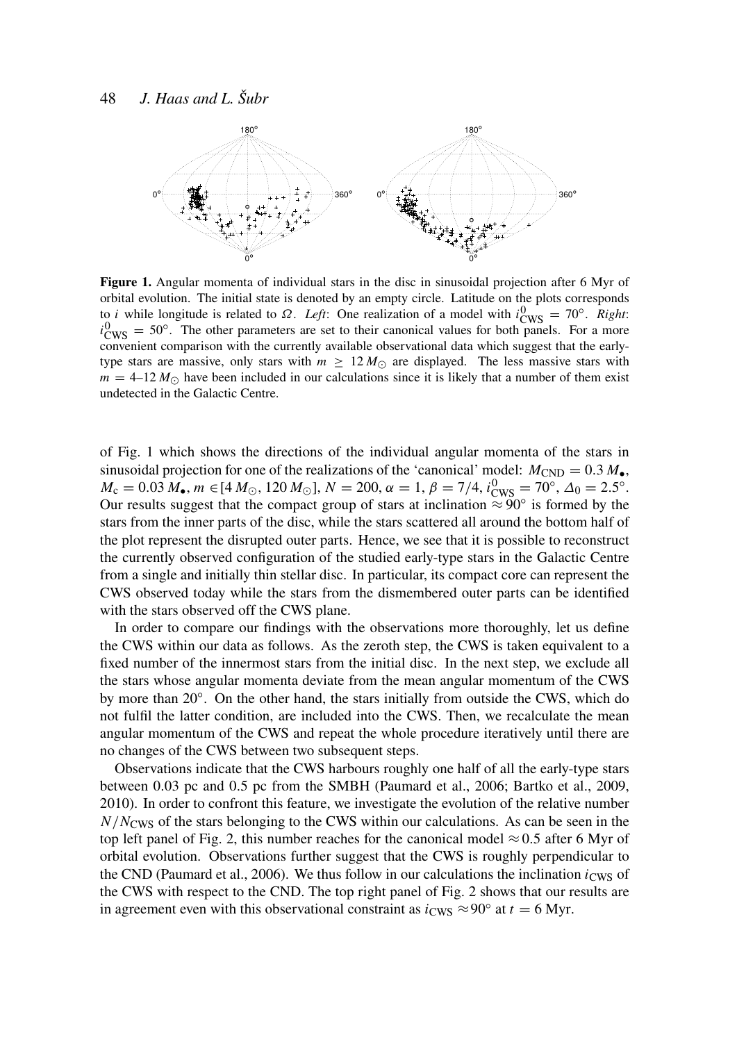**Figure 1.** Angular momenta of individual stars in the disc in sinusoidal projection after 6 Myr of orbital evolution. The initial state is denoted by an empty circle. Latitude on the plots corresponds to $i$ while longitude is related to $\Omega$. *Left*: One realization of a model with $i^0_{\mathrm{CWS}} = 70°$. *Right*: $i^0_{\mathrm{CWS}} = 50°$. The other parameters are set to their canonical values for both panels. For a more convenient comparison with the currently available observational data which suggest that the early-type stars are massive, only stars with $m \geq 12\,M_{\odot}$ are displayed. The less massive stars with $m = 4$–$12\,M_{\odot}$ have been included in our calculations since it is likely that a number of them exist undetected in the Galactic Centre.

of Fig. 1 which shows the directions of the individual angular momenta of the stars in sinusoidal projection for one of the realizations of the 'canonical' model: $M_{\mathrm{CND}} = 0.3\,M_{\bullet}$, $M_{\mathrm{c}} = 0.03\,M_{\bullet}$, $m \in [4\,M_{\odot}, 120\,M_{\odot}]$, $N = 200$, $\alpha = 1$, $\beta = 7/4$, $i^0_{\mathrm{CWS}} = 70°$, $\Delta_0 = 2.5°$. Our results suggest that the compact group of stars at inclination $\approx 90°$ is formed by the stars from the inner parts of the disc, while the stars scattered all around the bottom half of the plot represent the disrupted outer parts. Hence, we see that it is possible to reconstruct the currently observed configuration of the studied early-type stars in the Galactic Centre from a single and initially thin stellar disc. In particular, its compact core can represent the CWS observed today while the stars from the dismembered outer parts can be identified with the stars observed off the CWS plane.

In order to compare our findings with the observations more thoroughly, let us define the CWS within our data as follows. As the zeroth step, the CWS is taken equivalent to a fixed number of the innermost stars from the initial disc. In the next step, we exclude all the stars whose angular momenta deviate from the mean angular momentum of the CWS by more than 20°. On the other hand, the stars initially from outside the CWS, which do not fulfil the latter condition, are included into the CWS. Then, we recalculate the mean angular momentum of the CWS and repeat the whole procedure iteratively until there are no changes of the CWS between two subsequent steps.

Observations indicate that the CWS harbours roughly one half of all the early-type stars between 0.03 pc and 0.5 pc from the SMBH (Paumard et al., 2006; Bartko et al., 2009, 2010). In order to confront this feature, we investigate the evolution of the relative number $N/N_{\mathrm{CWS}}$ of the stars belonging to the CWS within our calculations. As can be seen in the top left panel of Fig. 2, this number reaches for the canonical model $\approx 0.5$ after 6 Myr of orbital evolution. Observations further suggest that the CWS is roughly perpendicular to the CND (Paumard et al., 2006). We thus follow in our calculations the inclination $i_{\mathrm{CWS}}$ of the CWS with respect to the CND. The top right panel of Fig. 2 shows that our results are in agreement even with this observational constraint as $i_{\mathrm{CWS}} \approx 90°$ at $t = 6$ Myr.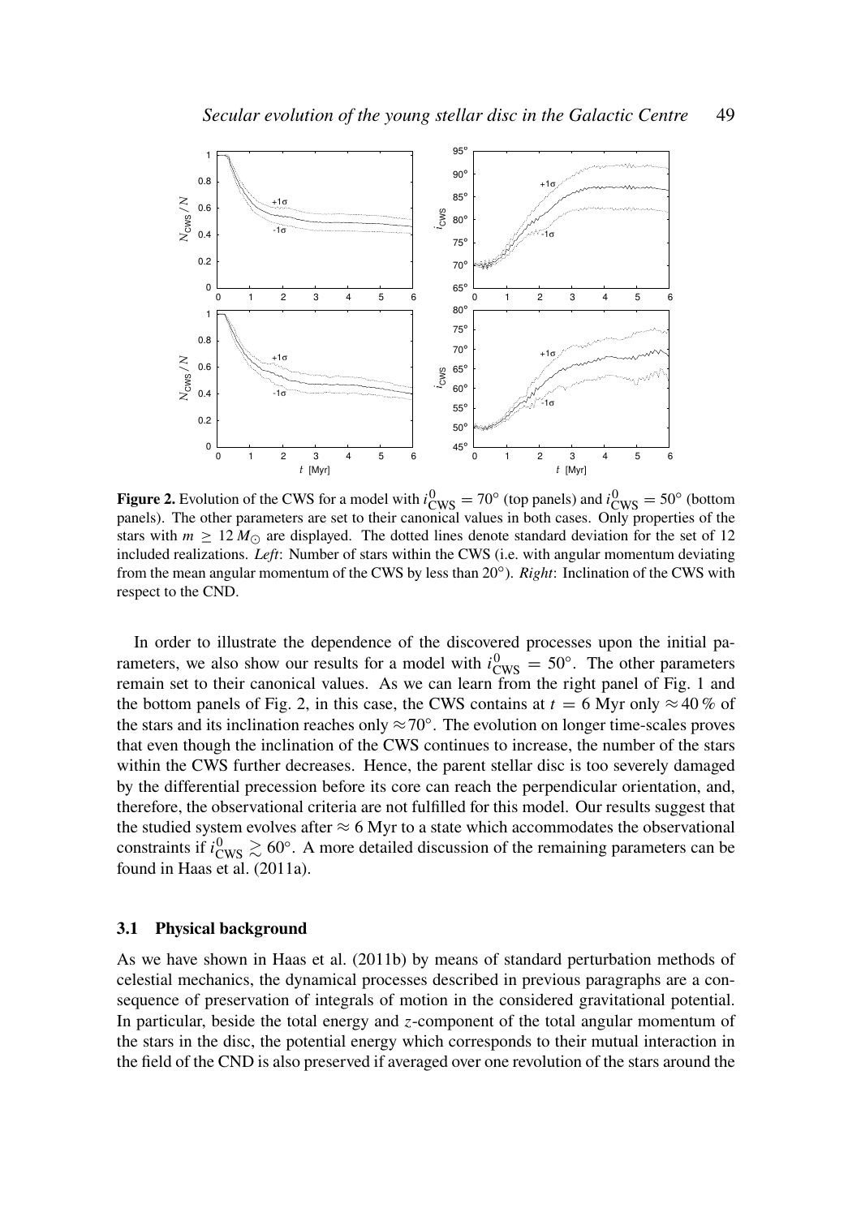**Figure 2.** Evolution of the CWS for a model with $i^0_{\rm CWS} = 70°$ (top panels) and $i^0_{\rm CWS} = 50°$ (bottom panels). The other parameters are set to their canonical values in both cases. Only properties of the stars with $m \geq 12\,M_\odot$ are displayed. The dotted lines denote standard deviation for the set of 12 included realizations. *Left*: Number of stars within the CWS (i.e. with angular momentum deviating from the mean angular momentum of the CWS by less than 20°). *Right*: Inclination of the CWS with respect to the CND.

In order to illustrate the dependence of the discovered processes upon the initial parameters, we also show our results for a model with $i^0_{\rm CWS} = 50°$. The other parameters remain set to their canonical values. As we can learn from the right panel of Fig. 1 and the bottom panels of Fig. 2, in this case, the CWS contains at $t = 6$ Myr only $\approx 40\,\%$ of the stars and its inclination reaches only $\approx 70°$. The evolution on longer time-scales proves that even though the inclination of the CWS continues to increase, the number of the stars within the CWS further decreases. Hence, the parent stellar disc is too severely damaged by the differential precession before its core can reach the perpendicular orientation, and, therefore, the observational criteria are not fulfilled for this model. Our results suggest that the studied system evolves after $\approx 6$ Myr to a state which accommodates the observational constraints if $i^0_{\rm CWS} \gtrsim 60°$. A more detailed discussion of the remaining parameters can be found in Haas et al. (2011a).

### 3.1 Physical background

As we have shown in Haas et al. (2011b) by means of standard perturbation methods of celestial mechanics, the dynamical processes described in previous paragraphs are a consequence of preservation of integrals of motion in the considered gravitational potential. In particular, beside the total energy and $z$-component of the total angular momentum of the stars in the disc, the potential energy which corresponds to their mutual interaction in the field of the CND is also preserved if averaged over one revolution of the stars around the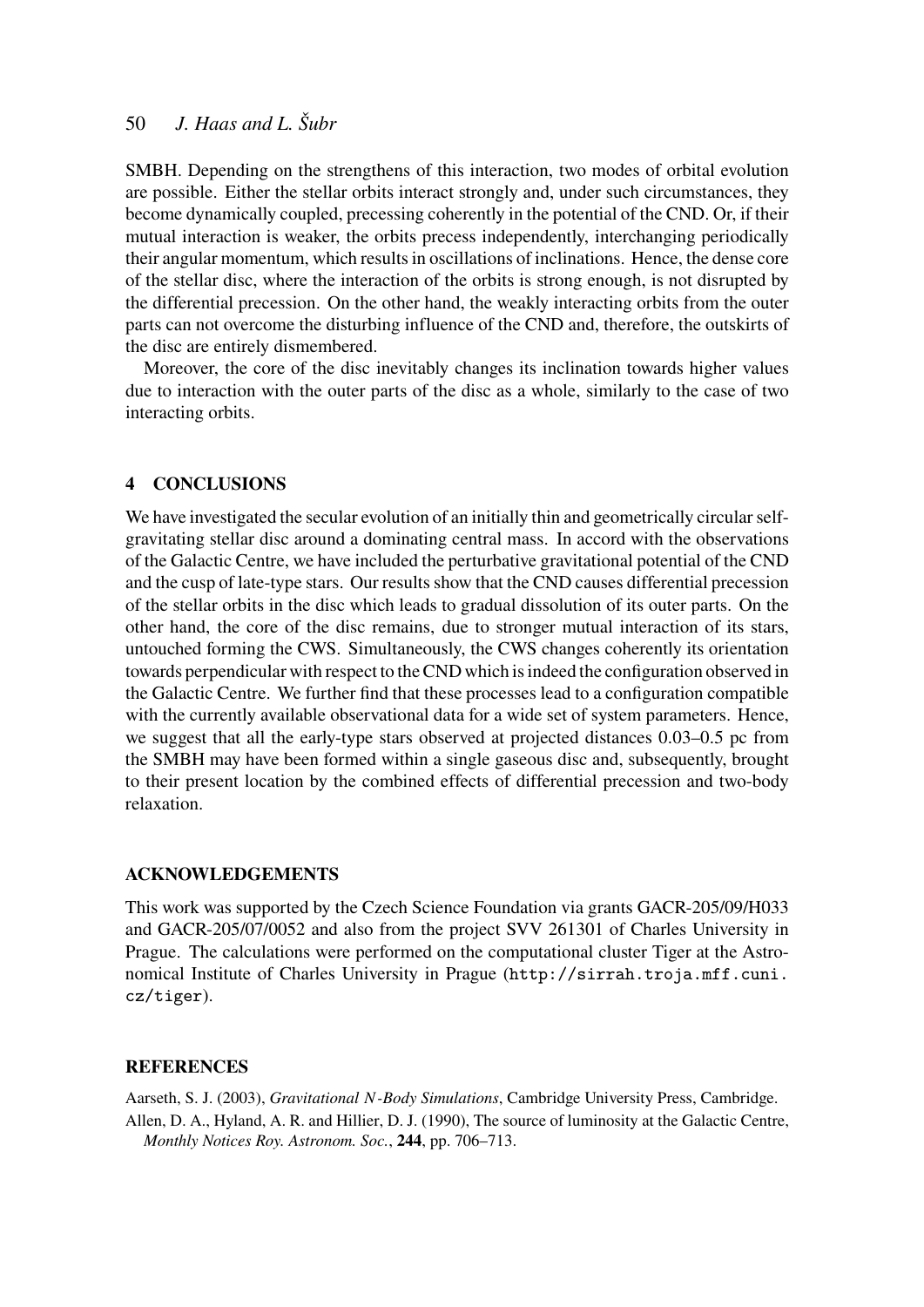SMBH. Depending on the strengthens of this interaction, two modes of orbital evolution are possible. Either the stellar orbits interact strongly and, under such circumstances, they become dynamically coupled, precessing coherently in the potential of the CND. Or, if their mutual interaction is weaker, the orbits precess independently, interchanging periodically their angular momentum, which results in oscillations of inclinations. Hence, the dense core of the stellar disc, where the interaction of the orbits is strong enough, is not disrupted by the differential precession. On the other hand, the weakly interacting orbits from the outer parts can not overcome the disturbing influence of the CND and, therefore, the outskirts of the disc are entirely dismembered.

Moreover, the core of the disc inevitably changes its inclination towards higher values due to interaction with the outer parts of the disc as a whole, similarly to the case of two interacting orbits.

## 4 CONCLUSIONS

We have investigated the secular evolution of an initially thin and geometrically circular self-gravitating stellar disc around a dominating central mass. In accord with the observations of the Galactic Centre, we have included the perturbative gravitational potential of the CND and the cusp of late-type stars. Our results show that the CND causes differential precession of the stellar orbits in the disc which leads to gradual dissolution of its outer parts. On the other hand, the core of the disc remains, due to stronger mutual interaction of its stars, untouched forming the CWS. Simultaneously, the CWS changes coherently its orientation towards perpendicular with respect to the CND which is indeed the configuration observed in the Galactic Centre. We further find that these processes lead to a configuration compatible with the currently available observational data for a wide set of system parameters. Hence, we suggest that all the early-type stars observed at projected distances 0.03–0.5 pc from the SMBH may have been formed within a single gaseous disc and, subsequently, brought to their present location by the combined effects of differential precession and two-body relaxation.

## ACKNOWLEDGEMENTS

This work was supported by the Czech Science Foundation via grants GACR-205/09/H033 and GACR-205/07/0052 and also from the project SVV 261301 of Charles University in Prague. The calculations were performed on the computational cluster Tiger at the Astronomical Institute of Charles University in Prague (http://sirrah.troja.mff.cuni.cz/tiger).

## REFERENCES

Aarseth, S. J. (2003), *Gravitational N-Body Simulations*, Cambridge University Press, Cambridge.

Allen, D. A., Hyland, A. R. and Hillier, D. J. (1990), The source of luminosity at the Galactic Centre, *Monthly Notices Roy. Astronom. Soc.*, **244**, pp. 706–713.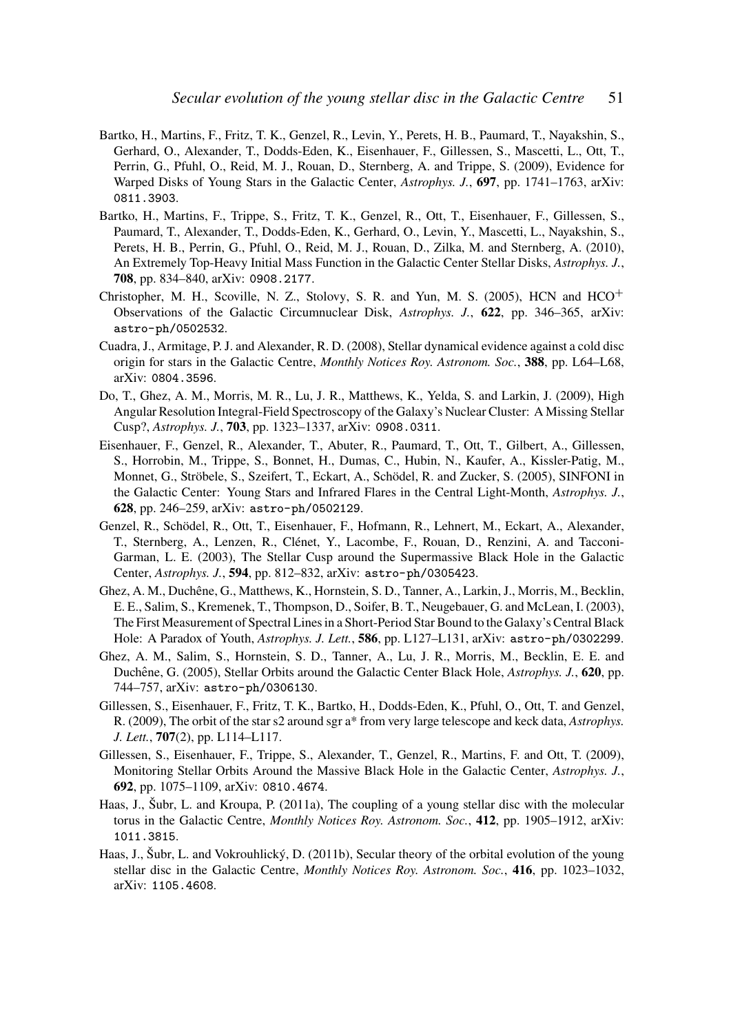Bartko, H., Martins, F., Fritz, T. K., Genzel, R., Levin, Y., Perets, H. B., Paumard, T., Nayakshin, S., Gerhard, O., Alexander, T., Dodds-Eden, K., Eisenhauer, F., Gillessen, S., Mascetti, L., Ott, T., Perrin, G., Pfuhl, O., Reid, M. J., Rouan, D., Sternberg, A. and Trippe, S. (2009), Evidence for Warped Disks of Young Stars in the Galactic Center, *Astrophys. J.*, **697**, pp. 1741–1763, arXiv: `0811.3903`.

Bartko, H., Martins, F., Trippe, S., Fritz, T. K., Genzel, R., Ott, T., Eisenhauer, F., Gillessen, S., Paumard, T., Alexander, T., Dodds-Eden, K., Gerhard, O., Levin, Y., Mascetti, L., Nayakshin, S., Perets, H. B., Perrin, G., Pfuhl, O., Reid, M. J., Rouan, D., Zilka, M. and Sternberg, A. (2010), An Extremely Top-Heavy Initial Mass Function in the Galactic Center Stellar Disks, *Astrophys. J.*, **708**, pp. 834–840, arXiv: `0908.2177`.

Christopher, M. H., Scoville, N. Z., Stolovy, S. R. and Yun, M. S. (2005), HCN and $HCO^{+}$ Observations of the Galactic Circumnuclear Disk, *Astrophys. J.*, **622**, pp. 346–365, arXiv: `astro-ph/0502532`.

Cuadra, J., Armitage, P. J. and Alexander, R. D. (2008), Stellar dynamical evidence against a cold disc origin for stars in the Galactic Centre, *Monthly Notices Roy. Astronom. Soc.*, **388**, pp. L64–L68, arXiv: `0804.3596`.

Do, T., Ghez, A. M., Morris, M. R., Lu, J. R., Matthews, K., Yelda, S. and Larkin, J. (2009), High Angular Resolution Integral-Field Spectroscopy of the Galaxy's Nuclear Cluster: A Missing Stellar Cusp?, *Astrophys. J.*, **703**, pp. 1323–1337, arXiv: `0908.0311`.

Eisenhauer, F., Genzel, R., Alexander, T., Abuter, R., Paumard, T., Ott, T., Gilbert, A., Gillessen, S., Horrobin, M., Trippe, S., Bonnet, H., Dumas, C., Hubin, N., Kaufer, A., Kissler-Patig, M., Monnet, G., Ströbele, S., Szeifert, T., Eckart, A., Schödel, R. and Zucker, S. (2005), SINFONI in the Galactic Center: Young Stars and Infrared Flares in the Central Light-Month, *Astrophys. J.*, **628**, pp. 246–259, arXiv: `astro-ph/0502129`.

Genzel, R., Schödel, R., Ott, T., Eisenhauer, F., Hofmann, R., Lehnert, M., Eckart, A., Alexander, T., Sternberg, A., Lenzen, R., Clénet, Y., Lacombe, F., Rouan, D., Renzini, A. and Tacconi-Garman, L. E. (2003), The Stellar Cusp around the Supermassive Black Hole in the Galactic Center, *Astrophys. J.*, **594**, pp. 812–832, arXiv: `astro-ph/0305423`.

Ghez, A. M., Duchêne, G., Matthews, K., Hornstein, S. D., Tanner, A., Larkin, J., Morris, M., Becklin, E. E., Salim, S., Kremenek, T., Thompson, D., Soifer, B. T., Neugebauer, G. and McLean, I. (2003), The First Measurement of Spectral Lines in a Short-Period Star Bound to the Galaxy's Central Black Hole: A Paradox of Youth, *Astrophys. J. Lett.*, **586**, pp. L127–L131, arXiv: `astro-ph/0302299`.

Ghez, A. M., Salim, S., Hornstein, S. D., Tanner, A., Lu, J. R., Morris, M., Becklin, E. E. and Duchêne, G. (2005), Stellar Orbits around the Galactic Center Black Hole, *Astrophys. J.*, **620**, pp. 744–757, arXiv: `astro-ph/0306130`.

Gillessen, S., Eisenhauer, F., Fritz, T. K., Bartko, H., Dodds-Eden, K., Pfuhl, O., Ott, T. and Genzel, R. (2009), The orbit of the star s2 around sgr a* from very large telescope and keck data, *Astrophys. J. Lett.*, **707**(2), pp. L114–L117.

Gillessen, S., Eisenhauer, F., Trippe, S., Alexander, T., Genzel, R., Martins, F. and Ott, T. (2009), Monitoring Stellar Orbits Around the Massive Black Hole in the Galactic Center, *Astrophys. J.*, **692**, pp. 1075–1109, arXiv: `0810.4674`.

Haas, J., Šubr, L. and Kroupa, P. (2011a), The coupling of a young stellar disc with the molecular torus in the Galactic Centre, *Monthly Notices Roy. Astronom. Soc.*, **412**, pp. 1905–1912, arXiv: `1011.3815`.

Haas, J., Šubr, L. and Vokrouhlický, D. (2011b), Secular theory of the orbital evolution of the young stellar disc in the Galactic Centre, *Monthly Notices Roy. Astronom. Soc.*, **416**, pp. 1023–1032, arXiv: `1105.4608`.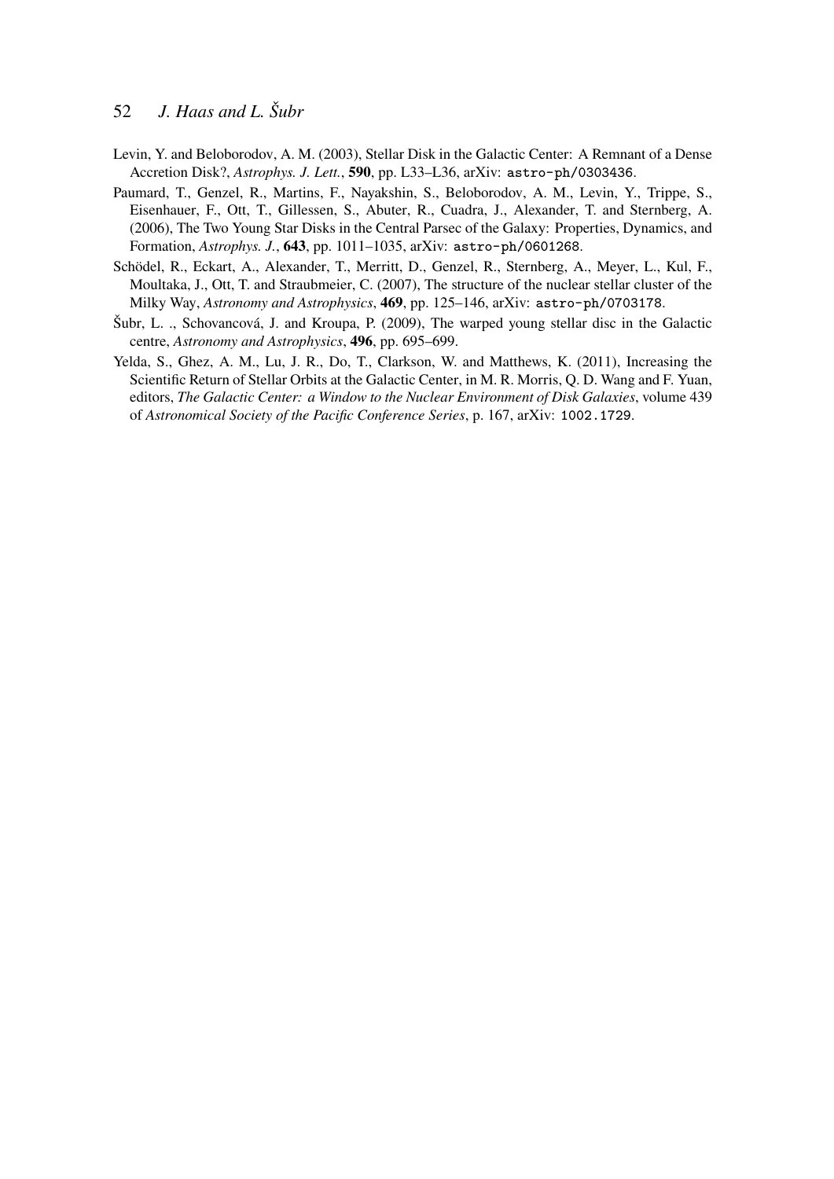Levin, Y. and Beloborodov, A. M. (2003), Stellar Disk in the Galactic Center: A Remnant of a Dense Accretion Disk?, *Astrophys. J. Lett.*, **590**, pp. L33–L36, arXiv: `astro-ph/0303436`.

Paumard, T., Genzel, R., Martins, F., Nayakshin, S., Beloborodov, A. M., Levin, Y., Trippe, S., Eisenhauer, F., Ott, T., Gillessen, S., Abuter, R., Cuadra, J., Alexander, T. and Sternberg, A. (2006), The Two Young Star Disks in the Central Parsec of the Galaxy: Properties, Dynamics, and Formation, *Astrophys. J.*, **643**, pp. 1011–1035, arXiv: `astro-ph/0601268`.

Schödel, R., Eckart, A., Alexander, T., Merritt, D., Genzel, R., Sternberg, A., Meyer, L., Kul, F., Moultaka, J., Ott, T. and Straubmeier, C. (2007), The structure of the nuclear stellar cluster of the Milky Way, *Astronomy and Astrophysics*, **469**, pp. 125–146, arXiv: `astro-ph/0703178`.

Šubr, L. ., Schovancová, J. and Kroupa, P. (2009), The warped young stellar disc in the Galactic centre, *Astronomy and Astrophysics*, **496**, pp. 695–699.

Yelda, S., Ghez, A. M., Lu, J. R., Do, T., Clarkson, W. and Matthews, K. (2011), Increasing the Scientific Return of Stellar Orbits at the Galactic Center, in M. R. Morris, Q. D. Wang and F. Yuan, editors, *The Galactic Center: a Window to the Nuclear Environment of Disk Galaxies*, volume 439 of *Astronomical Society of the Pacific Conference Series*, p. 167, arXiv: `1002.1729`.